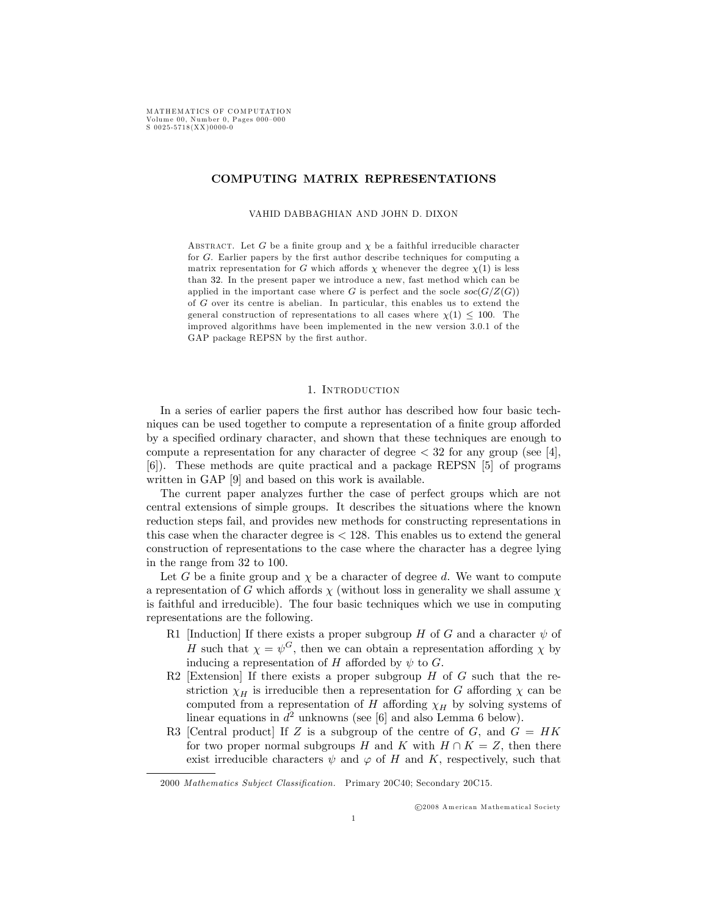# COMPUTING MATRIX REPRESENTATIONS

VAHID DABBAGHIAN AND JOHN D. DIXON

ABSTRACT. Let $G$ be a finite group and $\chi$ be a faithful irreducible character for $G$. Earlier papers by the first author describe techniques for computing a matrix representation for $G$ which affords $\chi$ whenever the degree $\chi(1)$ is less than 32. In the present paper we introduce a new, fast method which can be applied in the important case where $G$ is perfect and the socle $soc(G/Z(G))$ of $G$ over its centre is abelian. In particular, this enables us to extend the general construction of representations to all cases where $\chi(1) \leq 100$. The improved algorithms have been implemented in the new version 3.0.1 of the GAP package REPSN by the first author.

## 1. Introduction

In a series of earlier papers the first author has described how four basic techniques can be used together to compute a representation of a finite group afforded by a specified ordinary character, and shown that these techniques are enough to compute a representation for any character of degree $< 32$ for any group (see [4], [6]). These methods are quite practical and a package REPSN [5] of programs written in GAP [9] and based on this work is available.

The current paper analyzes further the case of perfect groups which are not central extensions of simple groups. It describes the situations where the known reduction steps fail, and provides new methods for constructing representations in this case when the character degree is $< 128$. This enables us to extend the general construction of representations to the case where the character has a degree lying in the range from 32 to 100.

Let $G$ be a finite group and $\chi$ be a character of degree $d$. We want to compute a representation of $G$ which affords $\chi$ (without loss in generality we shall assume $\chi$ is faithful and irreducible). The four basic techniques which we use in computing representations are the following.

- R1 [Induction] If there exists a proper subgroup $H$ of $G$ and a character $\psi$ of $H$ such that $\chi = \psi^G$, then we can obtain a representation affording $\chi$ by inducing a representation of $H$ afforded by $\psi$ to $G$.
- R2 [Extension] If there exists a proper subgroup $H$ of $G$ such that the restriction $\chi_H$ is irreducible then a representation for $G$ affording $\chi$ can be computed from a representation of $H$ affording $\chi_H$ by solving systems of linear equations in $d^2$ unknowns (see [6] and also Lemma 6 below).
- R3 [Central product] If $Z$ is a subgroup of the centre of $G$, and $G = HK$ for two proper normal subgroups $H$ and $K$ with $H \cap K = Z$, then there exist irreducible characters $\psi$ and $\varphi$ of $H$ and $K$, respectively, such that

2000 *Mathematics Subject Classification.* Primary 20C40; Secondary 20C15.

©2008 American Mathematical Society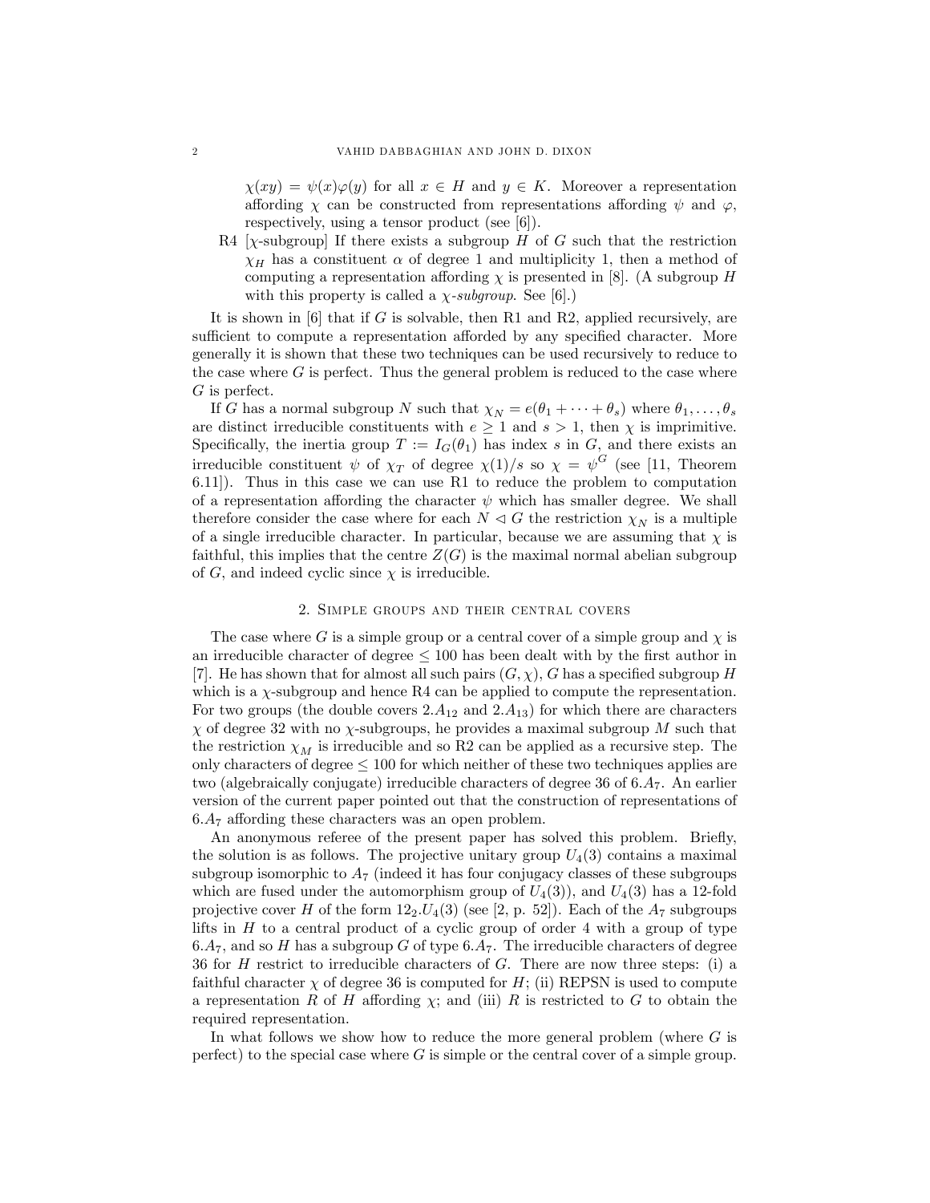$\chi(xy) = \psi(x)\varphi(y)$ for all $x \in H$ and $y \in K$. Moreover a representation affording $\chi$ can be constructed from representations affording $\psi$ and $\varphi$, respectively, using a tensor product (see [6]).

R4 [$\chi$-subgroup] If there exists a subgroup $H$ of $G$ such that the restriction $\chi_H$ has a constituent $\alpha$ of degree 1 and multiplicity 1, then a method of computing a representation affording $\chi$ is presented in [8]. (A subgroup $H$ with this property is called a *$\chi$-subgroup*. See [6].)

It is shown in [6] that if $G$ is solvable, then R1 and R2, applied recursively, are sufficient to compute a representation afforded by any specified character. More generally it is shown that these two techniques can be used recursively to reduce to the case where $G$ is perfect. Thus the general problem is reduced to the case where $G$ is perfect.

If $G$ has a normal subgroup $N$ such that $\chi_N = e(\theta_1 + \cdots + \theta_s)$ where $\theta_1, \ldots, \theta_s$ are distinct irreducible constituents with $e \geq 1$ and $s > 1$, then $\chi$ is imprimitive. Specifically, the inertia group $T := I_G(\theta_1)$ has index $s$ in $G$, and there exists an irreducible constituent $\psi$ of $\chi_T$ of degree $\chi(1)/s$ so $\chi = \psi^G$ (see [11, Theorem 6.11]). Thus in this case we can use R1 to reduce the problem to computation of a representation affording the character $\psi$ which has smaller degree. We shall therefore consider the case where for each $N \lhd G$ the restriction $\chi_N$ is a multiple of a single irreducible character. In particular, because we are assuming that $\chi$ is faithful, this implies that the centre $Z(G)$ is the maximal normal abelian subgroup of $G$, and indeed cyclic since $\chi$ is irreducible.

## 2. Simple groups and their central covers

The case where $G$ is a simple group or a central cover of a simple group and $\chi$ is an irreducible character of degree $\leq 100$ has been dealt with by the first author in [7]. He has shown that for almost all such pairs $(G, \chi)$, $G$ has a specified subgroup $H$ which is a $\chi$-subgroup and hence R4 can be applied to compute the representation. For two groups (the double covers $2.A_{12}$ and $2.A_{13}$) for which there are characters $\chi$ of degree 32 with no $\chi$-subgroups, he provides a maximal subgroup $M$ such that the restriction $\chi_M$ is irreducible and so R2 can be applied as a recursive step. The only characters of degree $\leq 100$ for which neither of these two techniques applies are two (algebraically conjugate) irreducible characters of degree 36 of $6.A_7$. An earlier version of the current paper pointed out that the construction of representations of $6.A_7$ affording these characters was an open problem.

An anonymous referee of the present paper has solved this problem. Briefly, the solution is as follows. The projective unitary group $U_4(3)$ contains a maximal subgroup isomorphic to $A_7$ (indeed it has four conjugacy classes of these subgroups which are fused under the automorphism group of $U_4(3)$), and $U_4(3)$ has a 12-fold projective cover $H$ of the form $12_2.U_4(3)$ (see [2, p. 52]). Each of the $A_7$ subgroups lifts in $H$ to a central product of a cyclic group of order 4 with a group of type $6.A_7$, and so $H$ has a subgroup $G$ of type $6.A_7$. The irreducible characters of degree 36 for $H$ restrict to irreducible characters of $G$. There are now three steps: (i) a faithful character $\chi$ of degree 36 is computed for $H$; (ii) REPSN is used to compute a representation $R$ of $H$ affording $\chi$; and (iii) $R$ is restricted to $G$ to obtain the required representation.

In what follows we show how to reduce the more general problem (where $G$ is perfect) to the special case where $G$ is simple or the central cover of a simple group.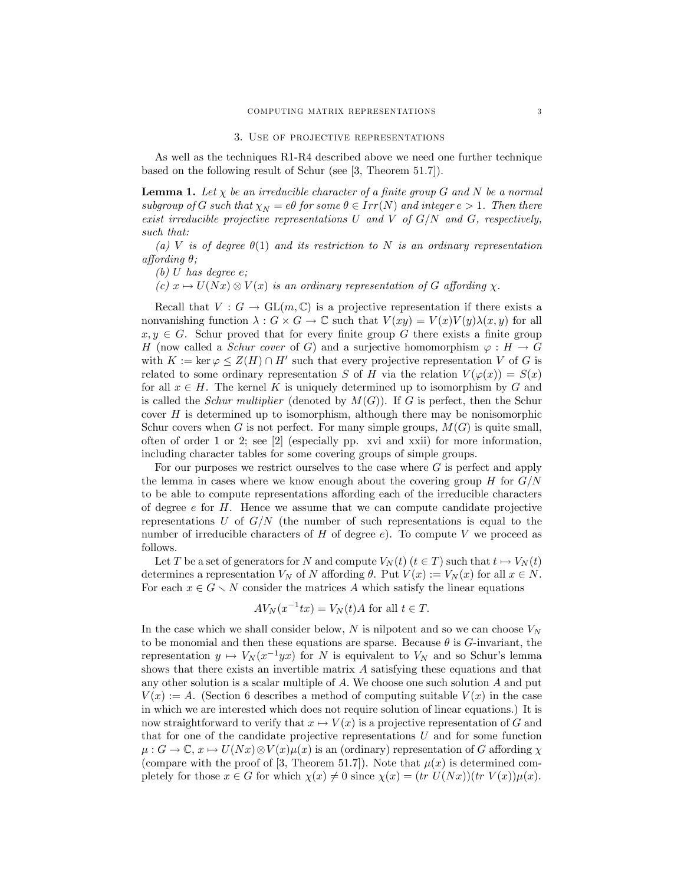## 3. Use of projective representations

As well as the techniques R1-R4 described above we need one further technique based on the following result of Schur (see [3, Theorem 51.7]).

**Lemma 1.** *Let $\chi$ be an irreducible character of a finite group $G$ and $N$ be a normal subgroup of $G$ such that $\chi_N = e\theta$ for some $\theta \in Irr(N)$ and integer $e > 1$. Then there exist irreducible projective representations $U$ and $V$ of $G/N$ and $G$, respectively, such that:*

*(a) $V$ is of degree $\theta(1)$ and its restriction to $N$ is an ordinary representation affording $\theta$;*

*(b) $U$ has degree $e$;*

*(c) $x \mapsto U(Nx) \otimes V(x)$ is an ordinary representation of $G$ affording $\chi$.*

Recall that $V : G \to \mathrm{GL}(m, \mathbb{C})$ is a projective representation if there exists a nonvanishing function $\lambda : G \times G \to \mathbb{C}$ such that $V(xy) = V(x)V(y)\lambda(x, y)$ for all $x, y \in G$. Schur proved that for every finite group $G$ there exists a finite group $H$ (now called a *Schur cover* of $G$) and a surjective homomorphism $\varphi : H \to G$ with $K := \ker\varphi \le Z(H) \cap H'$ such that every projective representation $V$ of $G$ is related to some ordinary representation $S$ of $H$ via the relation $V(\varphi(x)) = S(x)$ for all $x \in H$. The kernel $K$ is uniquely determined up to isomorphism by $G$ and is called the *Schur multiplier* (denoted by $M(G)$). If $G$ is perfect, then the Schur cover $H$ is determined up to isomorphism, although there may be nonisomorphic Schur covers when $G$ is not perfect. For many simple groups, $M(G)$ is quite small, often of order 1 or 2; see [2] (especially pp. xvi and xxii) for more information, including character tables for some covering groups of simple groups.

For our purposes we restrict ourselves to the case where $G$ is perfect and apply the lemma in cases where we know enough about the covering group $H$ for $G/N$ to be able to compute representations affording each of the irreducible characters of degree $e$ for $H$. Hence we assume that we can compute candidate projective representations $U$ of $G/N$ (the number of such representations is equal to the number of irreducible characters of $H$ of degree $e$). To compute $V$ we proceed as follows.

Let $T$ be a set of generators for $N$ and compute $V_N(t)$ $(t \in T)$ such that $t \mapsto V_N(t)$ determines a representation $V_N$ of $N$ affording $\theta$. Put $V(x) := V_N(x)$ for all $x \in N$. For each $x \in G \setminus N$ consider the matrices $A$ which satisfy the linear equations

$$AV_N(x^{-1}tx) = V_N(t)A \text{ for all } t \in T.$$

In the case which we shall consider below, $N$ is nilpotent and so we can choose $V_N$ to be monomial and then these equations are sparse. Because $\theta$ is $G$-invariant, the representation $y \mapsto V_N(x^{-1}yx)$ for $N$ is equivalent to $V_N$ and so Schur's lemma shows that there exists an invertible matrix $A$ satisfying these equations and that any other solution is a scalar multiple of $A$. We choose one such solution $A$ and put $V(x) := A$. (Section 6 describes a method of computing suitable $V(x)$ in the case in which we are interested which does not require solution of linear equations.) It is now straightforward to verify that $x \mapsto V(x)$ is a projective representation of $G$ and that for one of the candidate projective representations $U$ and for some function $\mu : G \to \mathbb{C}$, $x \mapsto U(Nx) \otimes V(x)\mu(x)$ is an (ordinary) representation of $G$ affording $\chi$ (compare with the proof of [3, Theorem 51.7]). Note that $\mu(x)$ is determined completely for those $x \in G$ for which $\chi(x) \ne 0$ since $\chi(x) = (tr\ U(Nx))(tr\ V(x))\mu(x)$.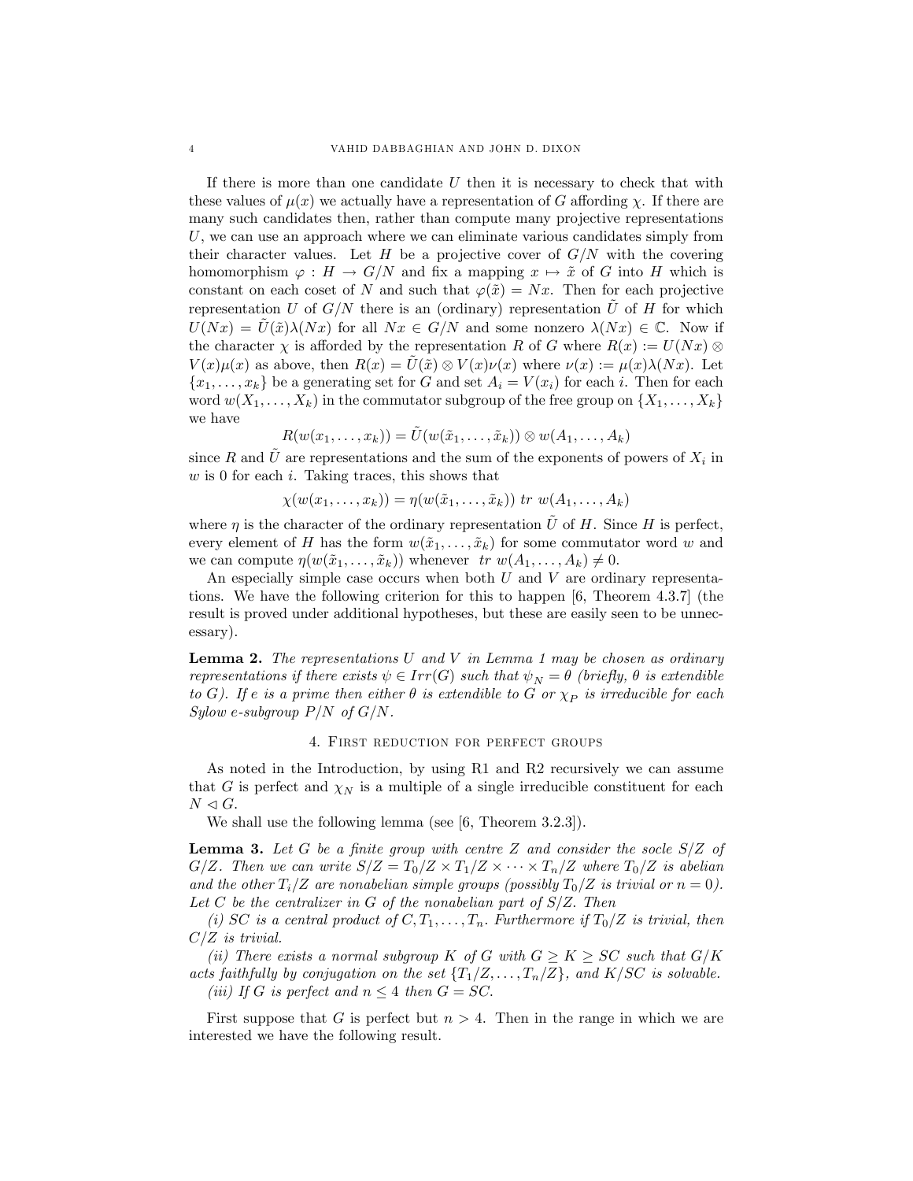If there is more than one candidate $U$ then it is necessary to check that with these values of $\mu(x)$ we actually have a representation of $G$ affording $\chi$. If there are many such candidates then, rather than compute many projective representations $U$, we can use an approach where we can eliminate various candidates simply from their character values. Let $H$ be a projective cover of $G/N$ with the covering homomorphism $\varphi : H \to G/N$ and fix a mapping $x \mapsto \tilde{x}$ of $G$ into $H$ which is constant on each coset of $N$ and such that $\varphi(\tilde{x}) = Nx$. Then for each projective representation $U$ of $G/N$ there is an (ordinary) representation $\tilde{U}$ of $H$ for which $U(Nx) = \tilde{U}(\tilde{x})\lambda(Nx)$ for all $Nx \in G/N$ and some nonzero $\lambda(Nx) \in \mathbb{C}$. Now if the character $\chi$ is afforded by the representation $R$ of $G$ where $R(x) := U(Nx) \otimes V(x)\mu(x)$ as above, then $R(x) = \tilde{U}(\tilde{x}) \otimes V(x)\nu(x)$ where $\nu(x) := \mu(x)\lambda(Nx)$. Let $\{x_1, \ldots, x_k\}$ be a generating set for $G$ and set $A_i = V(x_i)$ for each $i$. Then for each word $w(X_1, \ldots, X_k)$ in the commutator subgroup of the free group on $\{X_1, \ldots, X_k\}$ we have

$$R(w(x_1, \ldots, x_k)) = \tilde{U}(w(\tilde{x}_1, \ldots, \tilde{x}_k)) \otimes w(A_1, \ldots, A_k)$$

since $R$ and $\tilde{U}$ are representations and the sum of the exponents of powers of $X_i$ in $w$ is 0 for each $i$. Taking traces, this shows that

$$\chi(w(x_1, \ldots, x_k)) = \eta(w(\tilde{x}_1, \ldots, \tilde{x}_k)) \; tr \; w(A_1, \ldots, A_k)$$

where $\eta$ is the character of the ordinary representation $\tilde{U}$ of $H$. Since $H$ is perfect, every element of $H$ has the form $w(\tilde{x}_1, \ldots, \tilde{x}_k)$ for some commutator word $w$ and we can compute $\eta(w(\tilde{x}_1, \ldots, \tilde{x}_k))$ whenever $tr \; w(A_1, \ldots, A_k) \neq 0$.

An especially simple case occurs when both $U$ and $V$ are ordinary representations. We have the following criterion for this to happen [6, Theorem 4.3.7] (the result is proved under additional hypotheses, but these are easily seen to be unnecessary).

**Lemma 2.** *The representations $U$ and $V$ in Lemma 1 may be chosen as ordinary representations if there exists $\psi \in Irr(G)$ such that $\psi_N = \theta$ (briefly, $\theta$ is extendible to $G$). If $e$ is a prime then either $\theta$ is extendible to $G$ or $\chi_P$ is irreducible for each Sylow $e$-subgroup $P/N$ of $G/N$.*

## 4. First reduction for perfect groups

As noted in the Introduction, by using R1 and R2 recursively we can assume that $G$ is perfect and $\chi_N$ is a multiple of a single irreducible constituent for each $N \lhd G$.

We shall use the following lemma (see [6, Theorem 3.2.3]).

**Lemma 3.** *Let $G$ be a finite group with centre $Z$ and consider the socle $S/Z$ of $G/Z$. Then we can write $S/Z = T_0/Z \times T_1/Z \times \cdots \times T_n/Z$ where $T_0/Z$ is abelian and the other $T_i/Z$ are nonabelian simple groups (possibly $T_0/Z$ is trivial or $n = 0$). Let $C$ be the centralizer in $G$ of the nonabelian part of $S/Z$. Then*

*(i) $SC$ is a central product of $C, T_1, \ldots, T_n$. Furthermore if $T_0/Z$ is trivial, then $C/Z$ is trivial.*

*(ii) There exists a normal subgroup $K$ of $G$ with $G \geq K \geq SC$ such that $G/K$ acts faithfully by conjugation on the set $\{T_1/Z, \ldots, T_n/Z\}$, and $K/SC$ is solvable.*

*(iii) If $G$ is perfect and $n \leq 4$ then $G = SC$.*

First suppose that $G$ is perfect but $n > 4$. Then in the range in which we are interested we have the following result.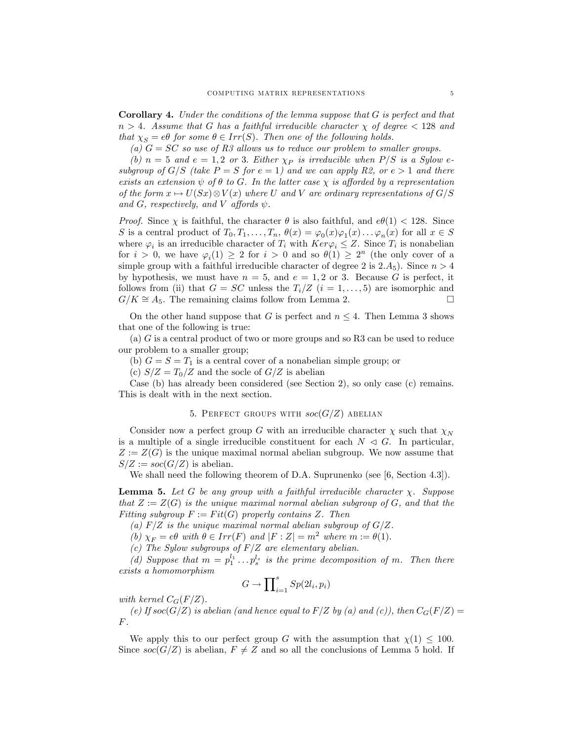**Corollary 4.** *Under the conditions of the lemma suppose that $G$ is perfect and that $n > 4$. Assume that $G$ has a faithful irreducible character $\chi$ of degree $< 128$ and that $\chi_S = e\theta$ for some $\theta \in Irr(S)$. Then one of the following holds.*

*(a) $G = SC$ so use of R3 allows us to reduce our problem to smaller groups.*

*(b) $n = 5$ and $e = 1, 2$ or $3$. Either $\chi_P$ is irreducible when $P/S$ is a Sylow $e$-subgroup of $G/S$ (take $P = S$ for $e = 1$) and we can apply R2, or $e > 1$ and there exists an extension $\psi$ of $\theta$ to $G$. In the latter case $\chi$ is afforded by a representation of the form $x \mapsto U(Sx) \otimes V(x)$ where $U$ and $V$ are ordinary representations of $G/S$ and $G$, respectively, and $V$ affords $\psi$.*

*Proof.* Since $\chi$ is faithful, the character $\theta$ is also faithful, and $e\theta(1) < 128$. Since $S$ is a central product of $T_0, T_1, \ldots, T_n$, $\theta(x) = \varphi_0(x)\varphi_1(x)\ldots\varphi_n(x)$ for all $x \in S$ where $\varphi_i$ is an irreducible character of $T_i$ with $Ker\varphi_i \leq Z$. Since $T_i$ is nonabelian for $i > 0$, we have $\varphi_i(1) \geq 2$ for $i > 0$ and so $\theta(1) \geq 2^n$ (the only cover of a simple group with a faithful irreducible character of degree 2 is $2.A_5$). Since $n > 4$ by hypothesis, we must have $n = 5$, and $e = 1, 2$ or 3. Because $G$ is perfect, it follows from (ii) that $G = SC$ unless the $T_i/Z$ $(i = 1, \ldots, 5)$ are isomorphic and $G/K \cong A_5$. The remaining claims follow from Lemma 2. $\square$

On the other hand suppose that $G$ is perfect and $n \leq 4$. Then Lemma 3 shows that one of the following is true:

(a) $G$ is a central product of two or more groups and so R3 can be used to reduce our problem to a smaller group;

(b) $G = S = T_1$ is a central cover of a nonabelian simple group; or

(c) $S/Z = T_0/Z$ and the socle of $G/Z$ is abelian

Case (b) has already been considered (see Section 2), so only case (c) remains. This is dealt with in the next section.

## 5. Perfect groups with $soc(G/Z)$ abelian

Consider now a perfect group $G$ with an irreducible character $\chi$ such that $\chi_N$ is a multiple of a single irreducible constituent for each $N \lhd G$. In particular, $Z := Z(G)$ is the unique maximal normal abelian subgroup. We now assume that $S/Z := soc(G/Z)$ is abelian.

We shall need the following theorem of D.A. Suprunenko (see [6, Section 4.3]).

**Lemma 5.** *Let $G$ be any group with a faithful irreducible character $\chi$. Suppose that $Z := Z(G)$ is the unique maximal normal abelian subgroup of $G$, and that the Fitting subgroup $F := Fit(G)$ properly contains $Z$. Then*

*(a) $F/Z$ is the unique maximal normal abelian subgroup of $G/Z$.*

*(b) $\chi_F = e\theta$ with $\theta \in Irr(F)$ and $|F : Z| = m^2$ where $m := \theta(1)$.*

*(c) The Sylow subgroups of $F/Z$ are elementary abelian.*

*(d) Suppose that $m = p_1^{l_1} \ldots p_s^{l_s}$ is the prime decomposition of $m$. Then there exists a homomorphism*

$$G \to \prod_{i=1}^{s} Sp(2l_i, p_i)$$

*with kernel $C_G(F/Z)$.*

*(e) If $soc(G/Z)$ is abelian (and hence equal to $F/Z$ by (a) and (c)), then $C_G(F/Z) = F$.*

We apply this to our perfect group $G$ with the assumption that $\chi(1) \leq 100$. Since $soc(G/Z)$ is abelian, $F \neq Z$ and so all the conclusions of Lemma 5 hold. If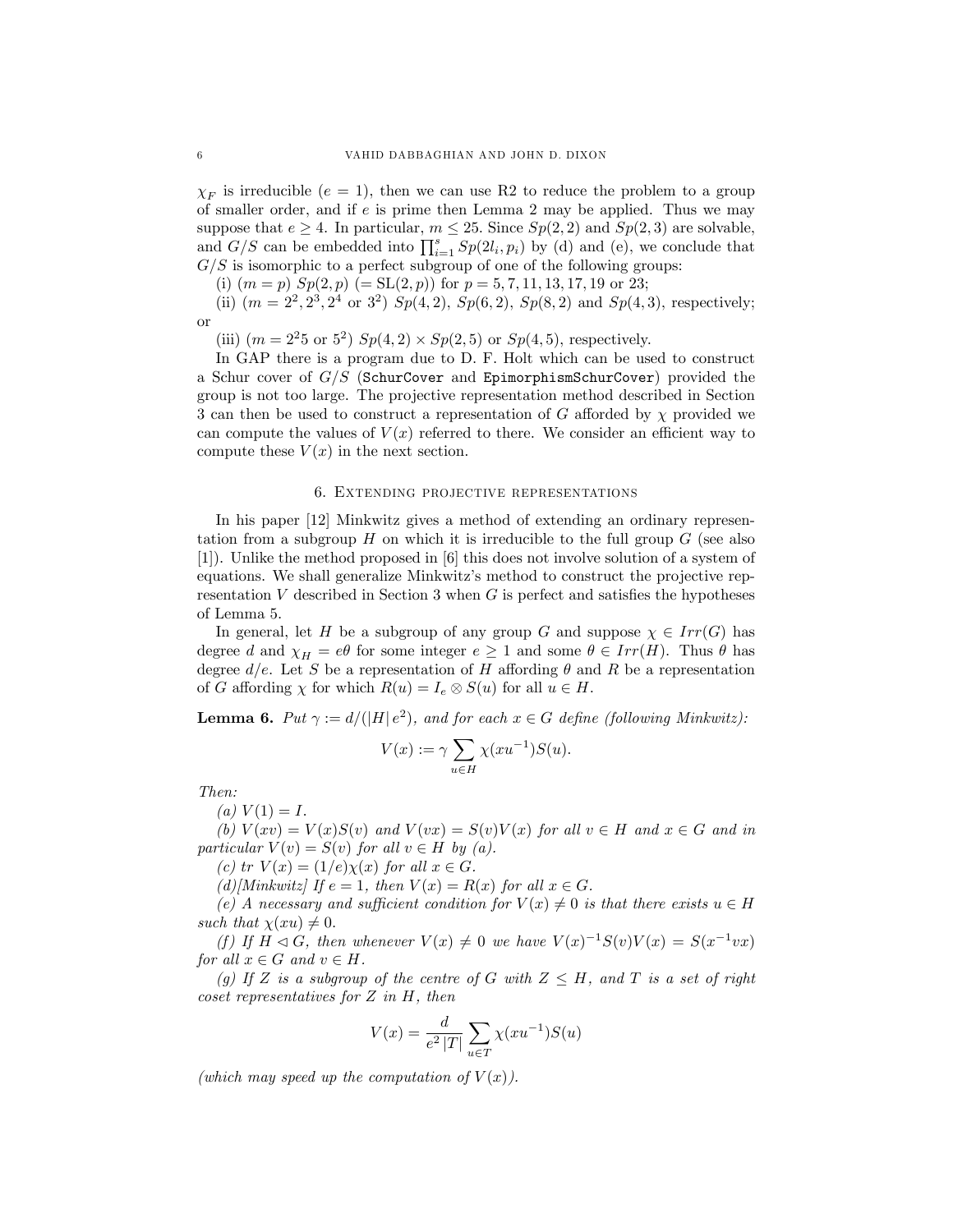$\chi_F$ is irreducible ($e = 1$), then we can use R2 to reduce the problem to a group of smaller order, and if $e$ is prime then Lemma 2 may be applied. Thus we may suppose that $e \geq 4$. In particular, $m \leq 25$. Since $Sp(2,2)$ and $Sp(2,3)$ are solvable, and $G/S$ can be embedded into $\prod_{i=1}^{s} Sp(2l_i, p_i)$ by (d) and (e), we conclude that $G/S$ is isomorphic to a perfect subgroup of one of the following groups:

(i) ($m = p$) $Sp(2,p)$ ($= \mathrm{SL}(2,p)$) for $p = 5, 7, 11, 13, 17, 19$ or $23$;

(ii) ($m = 2^2, 2^3, 2^4$ or $3^2$) $Sp(4,2)$, $Sp(6,2)$, $Sp(8,2)$ and $Sp(4,3)$, respectively; or

(iii) ($m = 2^2 5$ or $5^2$) $Sp(4,2) \times Sp(2,5)$ or $Sp(4,5)$, respectively.

In GAP there is a program due to D. F. Holt which can be used to construct a Schur cover of $G/S$ (`SchurCover` and `EpimorphismSchurCover`) provided the group is not too large. The projective representation method described in Section 3 can then be used to construct a representation of $G$ afforded by $\chi$ provided we can compute the values of $V(x)$ referred to there. We consider an efficient way to compute these $V(x)$ in the next section.

## 6. Extending projective representations

In his paper [12] Minkwitz gives a method of extending an ordinary representation from a subgroup $H$ on which it is irreducible to the full group $G$ (see also [1]). Unlike the method proposed in [6] this does not involve solution of a system of equations. We shall generalize Minkwitz's method to construct the projective representation $V$ described in Section 3 when $G$ is perfect and satisfies the hypotheses of Lemma 5.

In general, let $H$ be a subgroup of any group $G$ and suppose $\chi \in Irr(G)$ has degree $d$ and $\chi_H = e\theta$ for some integer $e \geq 1$ and some $\theta \in Irr(H)$. Thus $\theta$ has degree $d/e$. Let $S$ be a representation of $H$ affording $\theta$ and $R$ be a representation of $G$ affording $\chi$ for which $R(u) = I_e \otimes S(u)$ for all $u \in H$.

**Lemma 6.** *Put $\gamma := d/(|H|\, e^2)$, and for each $x \in G$ define (following Minkwitz):*

$$V(x) := \gamma \sum_{u \in H} \chi(xu^{-1}) S(u).$$

*Then:*

*(a) $V(1) = I$.*

*(b) $V(xv) = V(x)S(v)$ and $V(vx) = S(v)V(x)$ for all $v \in H$ and $x \in G$ and in particular $V(v) = S(v)$ for all $v \in H$ by (a).*

*(c) tr $V(x) = (1/e)\chi(x)$ for all $x \in G$.*

*(d)[Minkwitz] If $e = 1$, then $V(x) = R(x)$ for all $x \in G$.*

*(e) A necessary and sufficient condition for $V(x) \neq 0$ is that there exists $u \in H$ such that $\chi(xu) \neq 0$.*

*(f) If $H \lhd G$, then whenever $V(x) \neq 0$ we have $V(x)^{-1}S(v)V(x) = S(x^{-1}vx)$ for all $x \in G$ and $v \in H$.*

*(g) If $Z$ is a subgroup of the centre of $G$ with $Z \leq H$, and $T$ is a set of right coset representatives for $Z$ in $H$, then*

$$V(x) = \frac{d}{e^2\,|T|} \sum_{u \in T} \chi(xu^{-1}) S(u)$$

*(which may speed up the computation of $V(x)$).*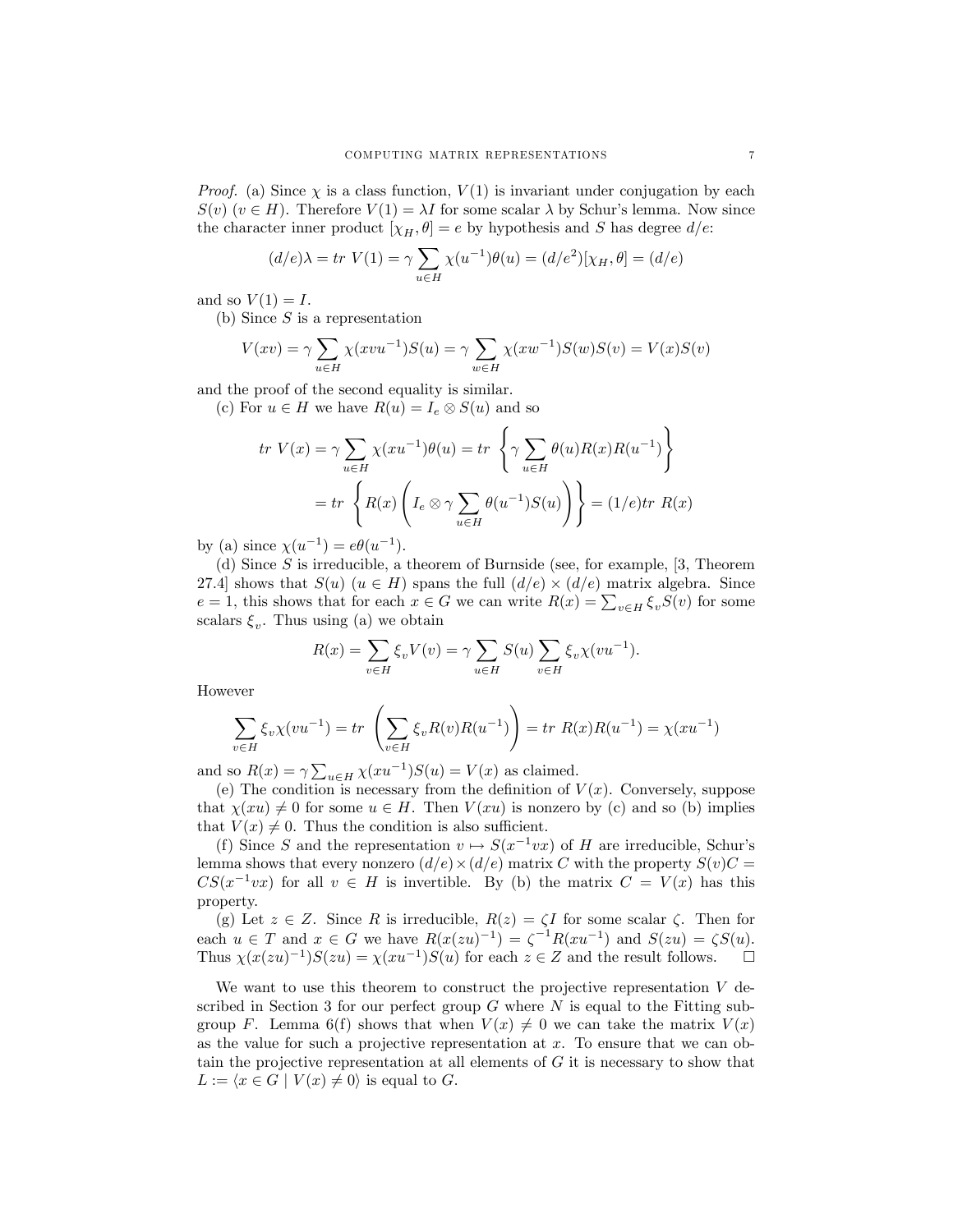*Proof.* (a) Since $\chi$ is a class function, $V(1)$ is invariant under conjugation by each $S(v)$ $(v \in H)$. Therefore $V(1) = \lambda I$ for some scalar $\lambda$ by Schur's lemma. Now since the character inner product $[\chi_H, \theta] = e$ by hypothesis and $S$ has degree $d/e$:

$$(d/e)\lambda = tr\ V(1) = \gamma \sum_{u \in H} \chi(u^{-1})\theta(u) = (d/e^2)[\chi_H, \theta] = (d/e)$$

and so $V(1) = I$.

(b) Since $S$ is a representation

$$V(xv) = \gamma \sum_{u \in H} \chi(xvu^{-1})S(u) = \gamma \sum_{w \in H} \chi(xw^{-1})S(w)S(v) = V(x)S(v)$$

and the proof of the second equality is similar.

(c) For $u \in H$ we have $R(u) = I_e \otimes S(u)$ and so

$$\begin{aligned} tr\ V(x) &= \gamma \sum_{u \in H} \chi(xu^{-1})\theta(u) = tr\ \left\{ \gamma \sum_{u \in H} \theta(u)R(x)R(u^{-1}) \right\} \\ &= tr\ \left\{ R(x) \left( I_e \otimes \gamma \sum_{u \in H} \theta(u^{-1})S(u) \right) \right\} = (1/e) tr\ R(x) \end{aligned}$$

by (a) since $\chi(u^{-1}) = e\theta(u^{-1})$.

(d) Since $S$ is irreducible, a theorem of Burnside (see, for example, [3, Theorem 27.4] shows that $S(u)$ $(u \in H)$ spans the full $(d/e) \times (d/e)$ matrix algebra. Since $e = 1$, this shows that for each $x \in G$ we can write $R(x) = \sum_{v \in H} \xi_v S(v)$ for some scalars $\xi_v$. Thus using (a) we obtain

$$R(x) = \sum_{v \in H} \xi_v V(v) = \gamma \sum_{u \in H} S(u) \sum_{v \in H} \xi_v \chi(vu^{-1}).$$

However

$$\sum_{v \in H} \xi_v \chi(vu^{-1}) = tr\ \left( \sum_{v \in H} \xi_v R(v) R(u^{-1}) \right) = tr\ R(x)R(u^{-1}) = \chi(xu^{-1})$$

and so $R(x) = \gamma \sum_{u \in H} \chi(xu^{-1})S(u) = V(x)$ as claimed.

(e) The condition is necessary from the definition of $V(x)$. Conversely, suppose that $\chi(xu) \neq 0$ for some $u \in H$. Then $V(xu)$ is nonzero by (c) and so (b) implies that $V(x) \neq 0$. Thus the condition is also sufficient.

(f) Since $S$ and the representation $v \mapsto S(x^{-1}vx)$ of $H$ are irreducible, Schur's lemma shows that every nonzero $(d/e) \times (d/e)$ matrix $C$ with the property $S(v)C = CS(x^{-1}vx)$ for all $v \in H$ is invertible. By (b) the matrix $C = V(x)$ has this property.

(g) Let $z \in Z$. Since $R$ is irreducible, $R(z) = \zeta I$ for some scalar $\zeta$. Then for each $u \in T$ and $x \in G$ we have $R(x(zu)^{-1}) = \zeta^{-1} R(xu^{-1})$ and $S(zu) = \zeta S(u)$. Thus $\chi(x(zu)^{-1})S(zu) = \chi(xu^{-1})S(u)$ for each $z \in Z$ and the result follows. $\square$

We want to use this theorem to construct the projective representation $V$ described in Section 3 for our perfect group $G$ where $N$ is equal to the Fitting subgroup $F$. Lemma 6(f) shows that when $V(x) \neq 0$ we can take the matrix $V(x)$ as the value for such a projective representation at $x$. To ensure that we can obtain the projective representation at all elements of $G$ it is necessary to show that $L := \langle x \in G \mid V(x) \neq 0 \rangle$ is equal to $G$.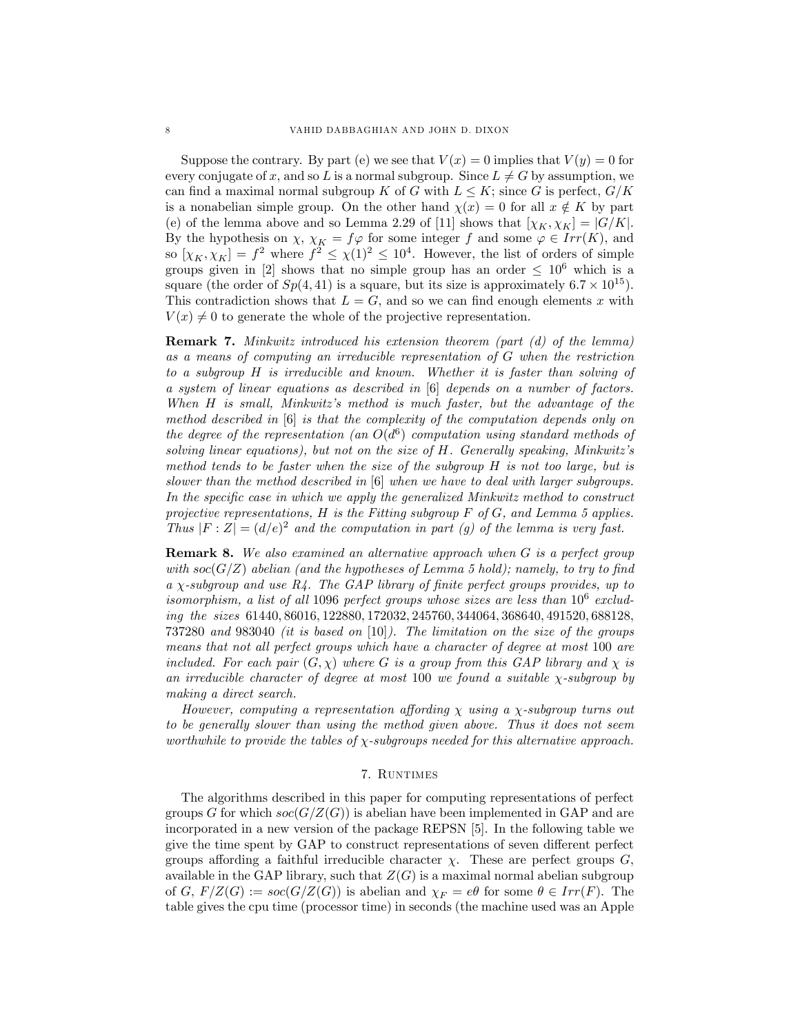Suppose the contrary. By part (e) we see that $V(x) = 0$ implies that $V(y) = 0$ for every conjugate of $x$, and so $L$ is a normal subgroup. Since $L \neq G$ by assumption, we can find a maximal normal subgroup $K$ of $G$ with $L \leq K$; since $G$ is perfect, $G/K$ is a nonabelian simple group. On the other hand $\chi(x) = 0$ for all $x \notin K$ by part (e) of the lemma above and so Lemma 2.29 of [11] shows that $[\chi_K, \chi_K] = |G/K|$. By the hypothesis on $\chi$, $\chi_K = f\varphi$ for some integer $f$ and some $\varphi \in Irr(K)$, and so $[\chi_K, \chi_K] = f^2$ where $f^2 \leq \chi(1)^2 \leq 10^4$. However, the list of orders of simple groups given in [2] shows that no simple group has an order $\leq 10^6$ which is a square (the order of $Sp(4, 41)$ is a square, but its size is approximately $6.7 \times 10^{15}$). This contradiction shows that $L = G$, and so we can find enough elements $x$ with $V(x) \neq 0$ to generate the whole of the projective representation.

**Remark 7.** *Minkwitz introduced his extension theorem (part (d) of the lemma) as a means of computing an irreducible representation of $G$ when the restriction to a subgroup $H$ is irreducible and known. Whether it is faster than solving of a system of linear equations as described in* [6] *depends on a number of factors. When $H$ is small, Minkwitz's method is much faster, but the advantage of the method described in* [6] *is that the complexity of the computation depends only on the degree of the representation (an $O(d^6)$ computation using standard methods of solving linear equations), but not on the size of $H$. Generally speaking, Minkwitz's method tends to be faster when the size of the subgroup $H$ is not too large, but is slower than the method described in* [6] *when we have to deal with larger subgroups. In the specific case in which we apply the generalized Minkwitz method to construct projective representations, $H$ is the Fitting subgroup $F$ of $G$, and Lemma 5 applies. Thus $|F : Z| = (d/e)^2$ and the computation in part (g) of the lemma is very fast.*

**Remark 8.** *We also examined an alternative approach when $G$ is a perfect group with $soc(G/Z)$ abelian (and the hypotheses of Lemma 5 hold); namely, to try to find a $\chi$-subgroup and use R4. The GAP library of finite perfect groups provides, up to isomorphism, a list of all* 1096 *perfect groups whose sizes are less than* $10^6$ *excluding the sizes* 61440, 86016, 122880, 172032, 245760, 344064, 368640, 491520, 688128, 737280 *and* 983040 *(it is based on* [10]*). The limitation on the size of the groups means that not all perfect groups which have a character of degree at most* 100 *are included. For each pair $(G, \chi)$ where $G$ is a group from this GAP library and $\chi$ is an irreducible character of degree at most* 100 *we found a suitable $\chi$-subgroup by making a direct search.*

*However, computing a representation affording $\chi$ using a $\chi$-subgroup turns out to be generally slower than using the method given above. Thus it does not seem worthwhile to provide the tables of $\chi$-subgroups needed for this alternative approach.*

## 7. Runtimes

The algorithms described in this paper for computing representations of perfect groups $G$ for which $soc(G/Z(G))$ is abelian have been implemented in GAP and are incorporated in a new version of the package REPSN [5]. In the following table we give the time spent by GAP to construct representations of seven different perfect groups affording a faithful irreducible character $\chi$. These are perfect groups $G$, available in the GAP library, such that $Z(G)$ is a maximal normal abelian subgroup of $G$, $F/Z(G) := soc(G/Z(G))$ is abelian and $\chi_F = e\theta$ for some $\theta \in Irr(F)$. The table gives the cpu time (processor time) in seconds (the machine used was an Apple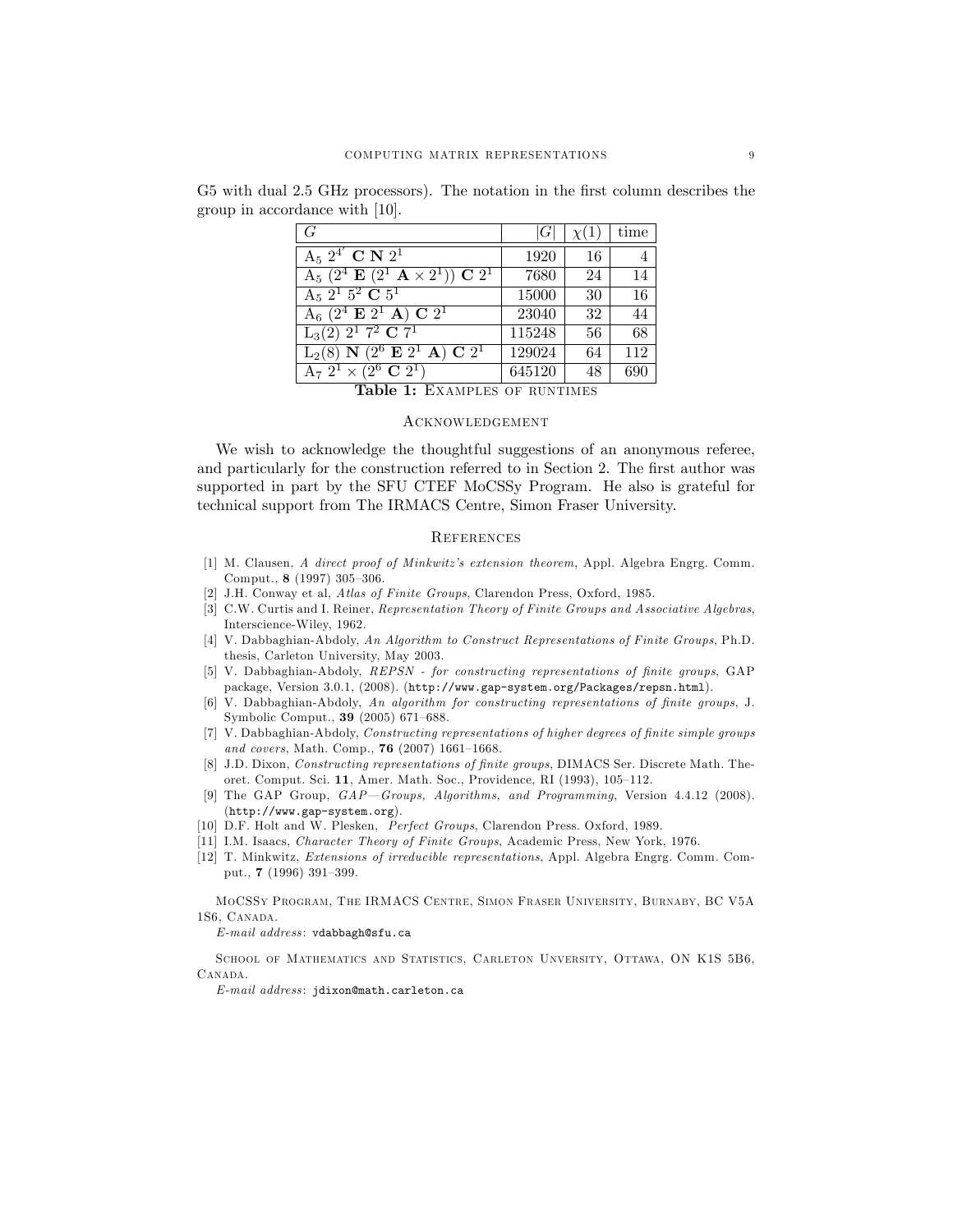G5 with dual 2.5 GHz processors). The notation in the first column describes the group in accordance with [10].

| $G$ | $\|G\|$ | $\chi(1)$ | time |
|---|---|---|---|
| $A_5\ 2^{4'}\ \mathbf{C}\ \mathbf{N}\ 2^1$ | 1920 | 16 | 4 |
| $A_5\ (2^4\ \mathbf{E}\ (2^1\ \mathbf{A} \times 2^1))\ \mathbf{C}\ 2^1$ | 7680 | 24 | 14 |
| $A_5\ 2^1\ 5^2\ \mathbf{C}\ 5^1$ | 15000 | 30 | 16 |
| $A_6\ (2^4\ \mathbf{E}\ 2^1\ \mathbf{A})\ \mathbf{C}\ 2^1$ | 23040 | 32 | 44 |
| $L_3(2)\ 2^1\ 7^2\ \mathbf{C}\ 7^1$ | 115248 | 56 | 68 |
| $L_2(8)\ \mathbf{N}\ (2^6\ \mathbf{E}\ 2^1\ \mathbf{A})\ \mathbf{C}\ 2^1$ | 129024 | 64 | 112 |
| $A_7\ 2^1 \times (2^6\ \mathbf{C}\ 2^1)$ | 645120 | 48 | 690 |

**Table 1:** Examples of runtimes

## Acknowledgement

We wish to acknowledge the thoughtful suggestions of an anonymous referee, and particularly for the construction referred to in Section 2. The first author was supported in part by the SFU CTEF MoCSSy Program. He also is grateful for technical support from The IRMACS Centre, Simon Fraser University.

## References

[1] M. Clausen, *A direct proof of Minkwitz's extension theorem*, Appl. Algebra Engrg. Comm. Comput., **8** (1997) 305–306.

[2] J.H. Conway et al, *Atlas of Finite Groups*, Clarendon Press, Oxford, 1985.

[3] C.W. Curtis and I. Reiner, *Representation Theory of Finite Groups and Associative Algebras*, Interscience-Wiley, 1962.

[4] V. Dabbaghian-Abdoly, *An Algorithm to Construct Representations of Finite Groups*, Ph.D. thesis, Carleton University, May 2003.

[5] V. Dabbaghian-Abdoly, *REPSN - for constructing representations of finite groups*, GAP package, Version 3.0.1, (2008). (`http://www.gap-system.org/Packages/repsn.html`).

[6] V. Dabbaghian-Abdoly, *An algorithm for constructing representations of finite groups*, J. Symbolic Comput., **39** (2005) 671–688.

[7] V. Dabbaghian-Abdoly, *Constructing representations of higher degrees of finite simple groups and covers*, Math. Comp., **76** (2007) 1661–1668.

[8] J.D. Dixon, *Constructing representations of finite groups*, DIMACS Ser. Discrete Math. Theoret. Comput. Sci. **11**, Amer. Math. Soc., Providence, RI (1993), 105–112.

[9] The GAP Group, *GAP—Groups, Algorithms, and Programming*, Version 4.4.12 (2008). (`http://www.gap-system.org`).

[10] D.F. Holt and W. Plesken, *Perfect Groups*, Clarendon Press. Oxford, 1989.

[11] I.M. Isaacs, *Character Theory of Finite Groups*, Academic Press, New York, 1976.

[12] T. Minkwitz, *Extensions of irreducible representations*, Appl. Algebra Engrg. Comm. Comput., **7** (1996) 391–399.

MoCSSy Program, The IRMACS Centre, Simon Fraser University, Burnaby, BC V5A 1S6, Canada.

*E-mail address*: `vdabbagh@sfu.ca`

School of Mathematics and Statistics, Carleton Unversity, Ottawa, ON K1S 5B6, Canada.

*E-mail address*: `jdixon@math.carleton.ca`